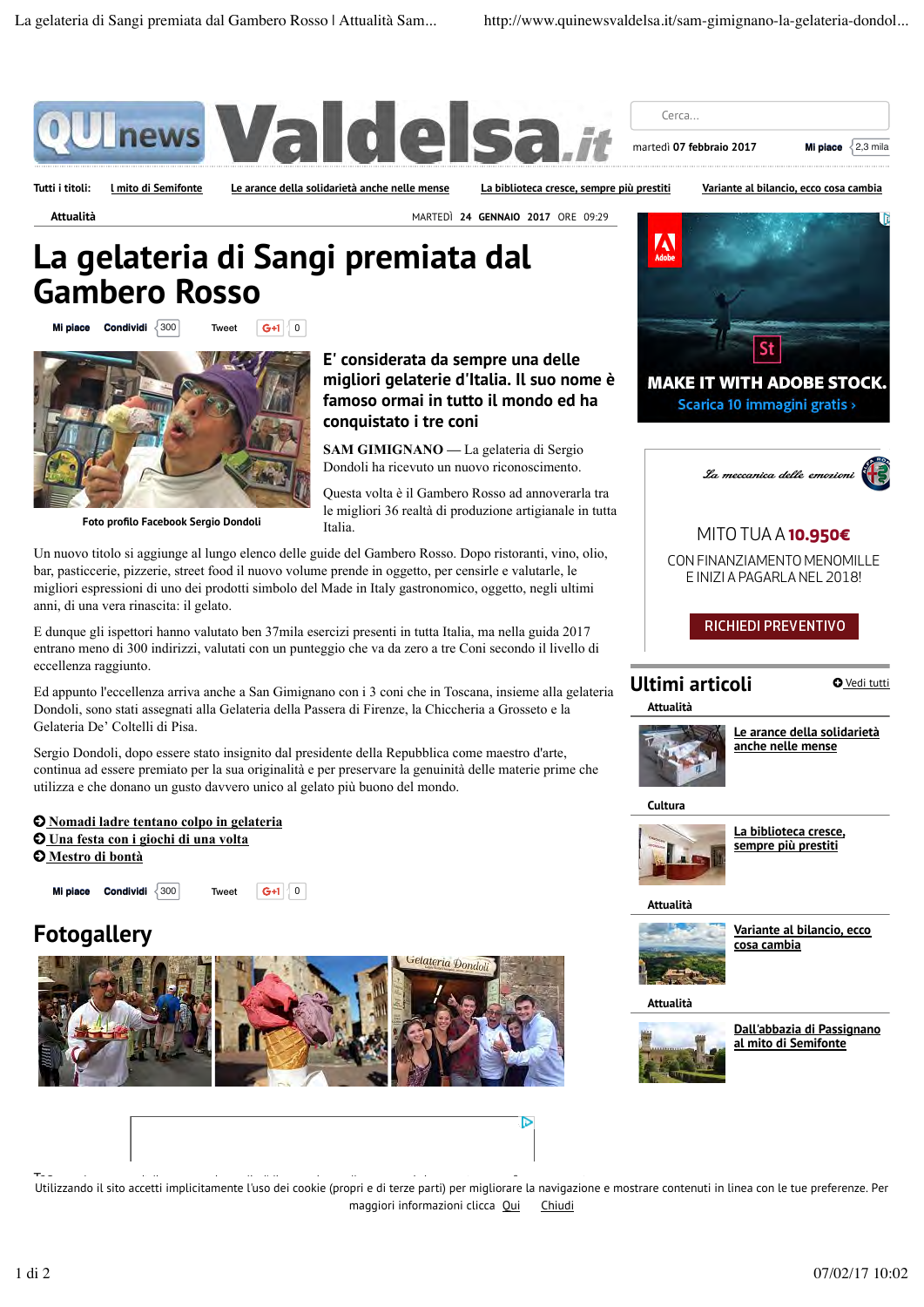Attualità

MARTEDÌ 24 GENNAIO 2017 ORE 09:29

# La gelateria di Sangi premiata dal Gambero Rosso

Foto profilo Facebook Sergio Dondoli

**E' considerata da sempre una delle migliori gelaterie d'Italia. Il suo nome è famoso ormai in tutto il mondo ed ha conquistato i tre coni**

**SAM GIMIGNANO** — La gelateria di Sergio Dondoli ha ricevuto un nuovo riconoscimento.

Questa volta è il Gambero Rosso ad annoverarla tra le migliori 36 realtà di produzione artigianale in tutta Italia.

Un nuovo titolo si aggiunge al lungo elenco delle guide del Gambero Rosso. Dopo ristoranti, vino, olio, bar, pasticcerie, pizzerie, street food il nuovo volume prende in oggetto, per censirle e valutarle, le migliori espressioni di uno dei prodotti simbolo del Made in Italy gastronomico, oggetto, negli ultimi anni, di una vera rinascita: il gelato.

E dunque gli ispettori hanno valutato ben 37mila esercizi presenti in tutta Italia, ma nella guida 2017 entrano meno di 300 indirizzi, valutati con un punteggio che va da zero a tre Coni secondo il livello di eccellenza raggiunto.

Ed appunto l'eccellenza arriva anche a San Gimignano con i 3 coni che in Toscana, insieme alla gelateria Dondoli, sono stati assegnati alla Gelateria della Passera di Firenze, la Chiccheria a Grosseto e la Gelateria De' Coltelli di Pisa.

Sergio Dondoli, dopo essere stato insignito dal presidente della Repubblica come maestro d'arte, continua ad essere premiato per la sua originalità e per preservare la genuinità delle materie prime che utilizza e che donano un gusto davvero unico al gelato più buono del mondo.

- Nomadi ladre tentano colpo in gelateria
- Una festa con i giochi di una volta
- Mestro di bontà

## Fotogallery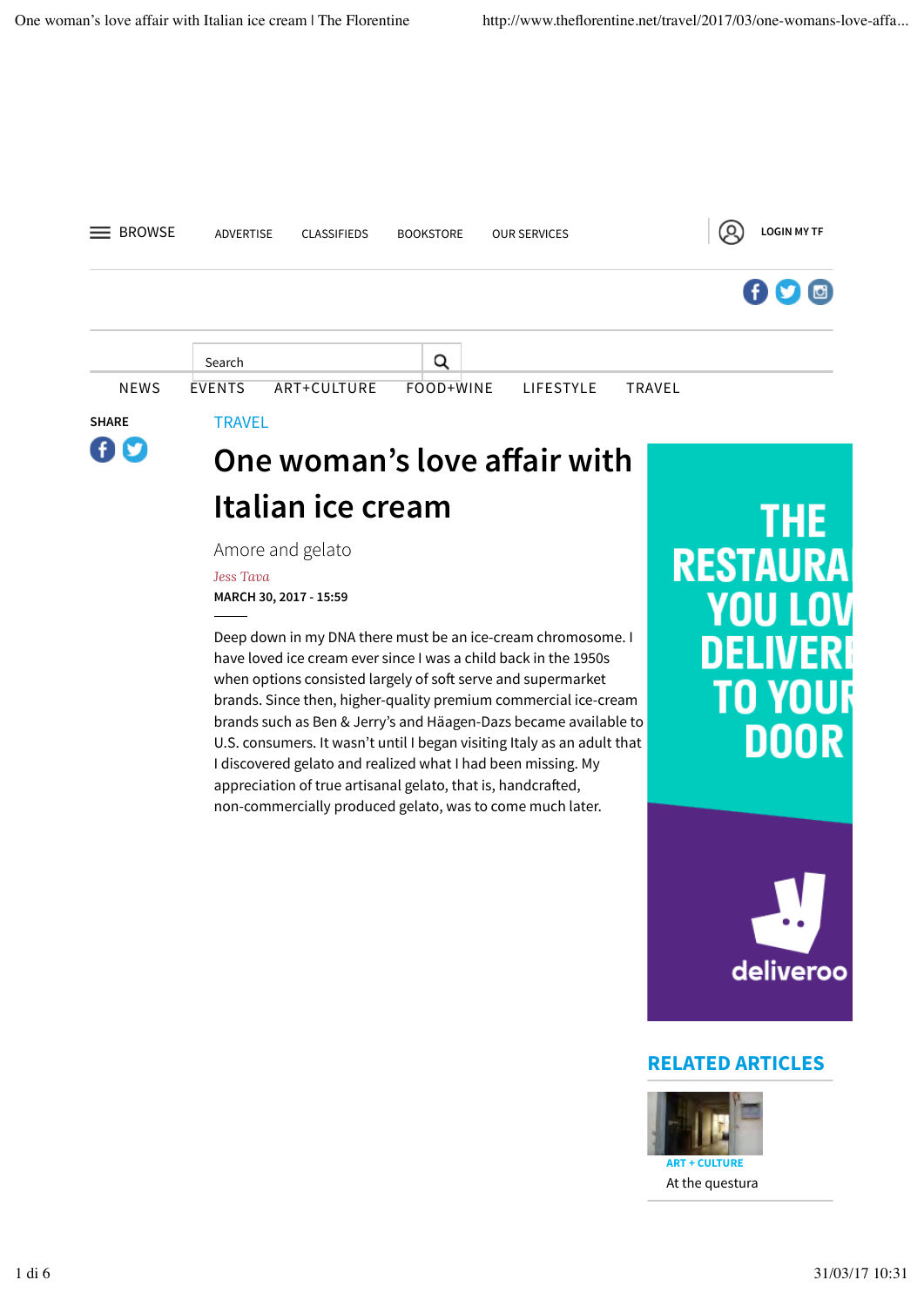TRAVEL

# One woman's love affair with Italian ice cream

## Amore and gelato

*Jess Tava*

**MARCH 30, 2017 - 15:59**

Deep down in my DNA there must be an ice-cream chromosome. I have loved ice cream ever since I was a child back in the 1950s when options consisted largely of soft serve and supermarket brands. Since then, higher-quality premium commercial ice-cream brands such as Ben & Jerry's and Häagen-Dazs became available to U.S. consumers. It wasn't until I began visiting Italy as an adult that I discovered gelato and realized what I had been missing. My appreciation of true artisanal gelato, that is, handcrafted, non-commercially produced gelato, was to come much later.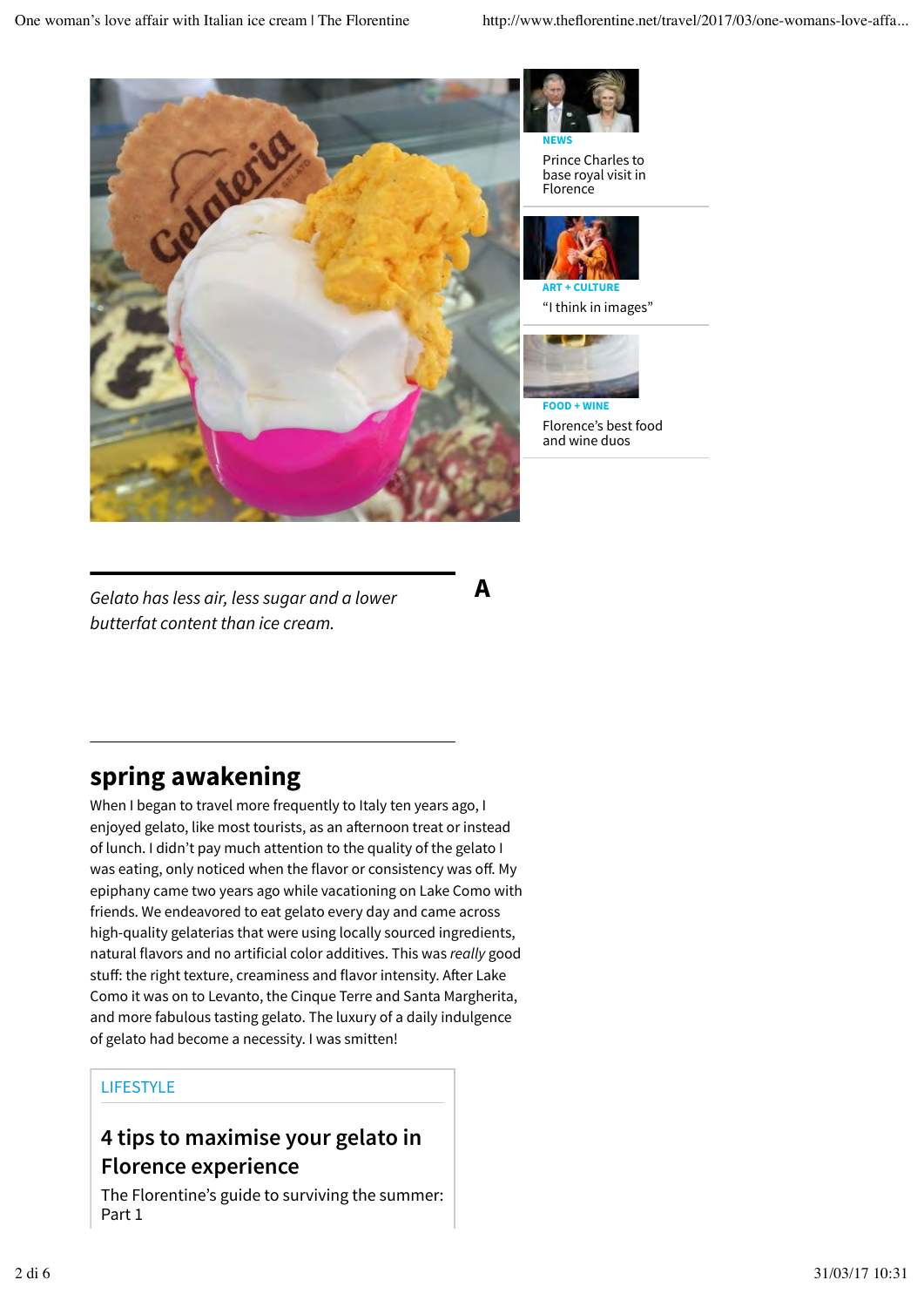NEWS

Prince Charles to base royal visit in Florence

ART + CULTURE

"I think in images"

FOOD + WINE

Florence's best food and wine duos

*Gelato has less air, less sugar and a lower butterfat content than ice cream.*

A

## spring awakening

When I began to travel more frequently to Italy ten years ago, I enjoyed gelato, like most tourists, as an afternoon treat or instead of lunch. I didn't pay much attention to the quality of the gelato I was eating, only noticed when the flavor or consistency was off. My epiphany came two years ago while vacationing on Lake Como with friends. We endeavored to eat gelato every day and came across high-quality gelaterias that were using locally sourced ingredients, natural flavors and no artificial color additives. This was *really* good stuff: the right texture, creaminess and flavor intensity. After Lake Como it was on to Levanto, the Cinque Terre and Santa Margherita, and more fabulous tasting gelato. The luxury of a daily indulgence of gelato had become a necessity. I was smitten!

LIFESTYLE

**4 tips to maximise your gelato in Florence experience**

The Florentine's guide to surviving the summer: Part 1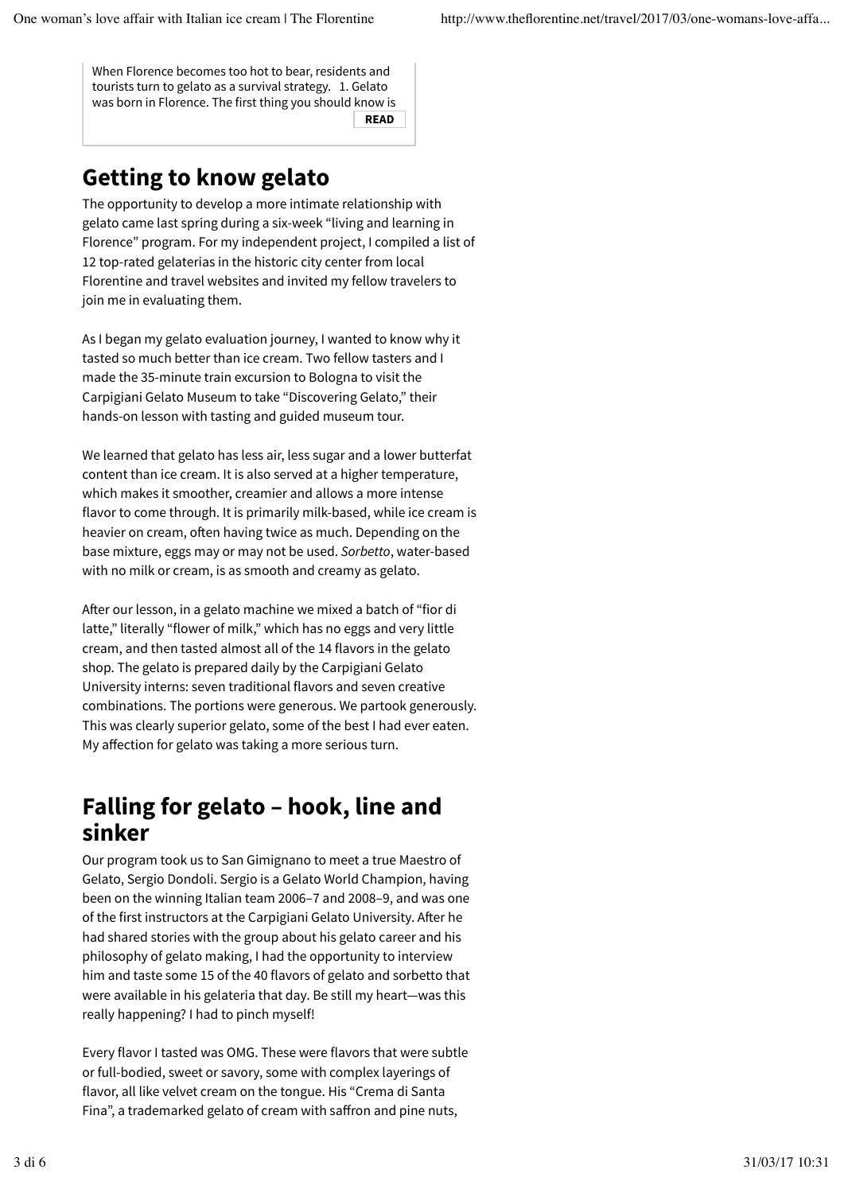When Florence becomes too hot to bear, residents and tourists turn to gelato as a survival strategy.   1. Gelato was born in Florence. The first thing you should know is

**READ**

## Getting to know gelato

The opportunity to develop a more intimate relationship with gelato came last spring during a six-week "living and learning in Florence" program. For my independent project, I compiled a list of 12 top-rated gelaterias in the historic city center from local Florentine and travel websites and invited my fellow travelers to join me in evaluating them.

As I began my gelato evaluation journey, I wanted to know why it tasted so much better than ice cream. Two fellow tasters and I made the 35-minute train excursion to Bologna to visit the Carpigiani Gelato Museum to take "Discovering Gelato," their hands-on lesson with tasting and guided museum tour.

We learned that gelato has less air, less sugar and a lower butterfat content than ice cream. It is also served at a higher temperature, which makes it smoother, creamier and allows a more intense flavor to come through. It is primarily milk-based, while ice cream is heavier on cream, often having twice as much. Depending on the base mixture, eggs may or may not be used. *Sorbetto*, water-based with no milk or cream, is as smooth and creamy as gelato.

After our lesson, in a gelato machine we mixed a batch of "fior di latte," literally "flower of milk," which has no eggs and very little cream, and then tasted almost all of the 14 flavors in the gelato shop. The gelato is prepared daily by the Carpigiani Gelato University interns: seven traditional flavors and seven creative combinations. The portions were generous. We partook generously. This was clearly superior gelato, some of the best I had ever eaten. My affection for gelato was taking a more serious turn.

## Falling for gelato – hook, line and sinker

Our program took us to San Gimignano to meet a true Maestro of Gelato, Sergio Dondoli. Sergio is a Gelato World Champion, having been on the winning Italian team 2006–7 and 2008–9, and was one of the first instructors at the Carpigiani Gelato University. After he had shared stories with the group about his gelato career and his philosophy of gelato making, I had the opportunity to interview him and taste some 15 of the 40 flavors of gelato and sorbetto that were available in his gelateria that day. Be still my heart—was this really happening? I had to pinch myself!

Every flavor I tasted was OMG. These were flavors that were subtle or full-bodied, sweet or savory, some with complex layerings of flavor, all like velvet cream on the tongue. His "Crema di Santa Fina", a trademarked gelato of cream with saffron and pine nuts,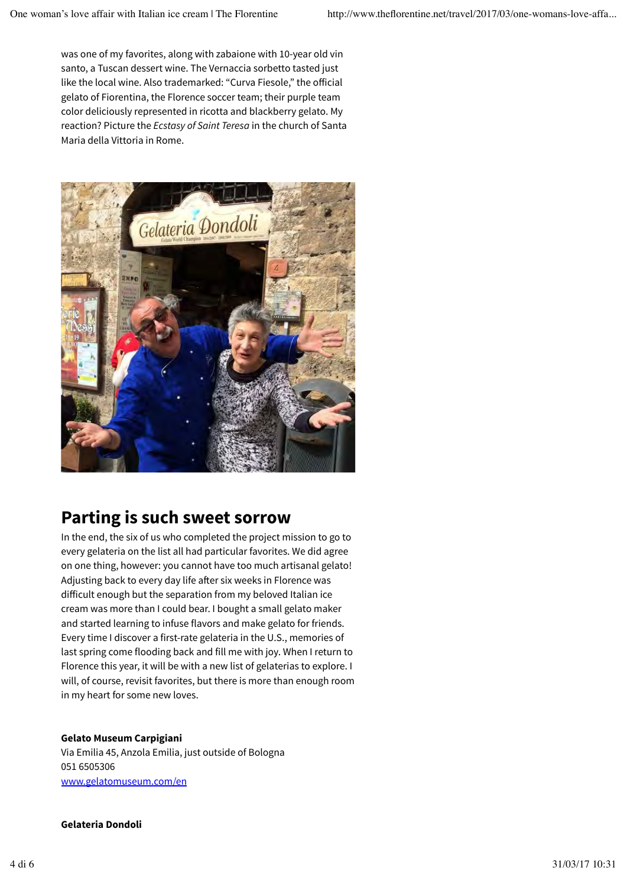was one of my favorites, along with zabaione with 10-year old vin santo, a Tuscan dessert wine. The Vernaccia sorbetto tasted just like the local wine. Also trademarked: "Curva Fiesole," the official gelato of Fiorentina, the Florence soccer team; their purple team color deliciously represented in ricotta and blackberry gelato. My reaction? Picture the *Ecstasy of Saint Teresa* in the church of Santa Maria della Vittoria in Rome.

## Parting is such sweet sorrow

In the end, the six of us who completed the project mission to go to every gelateria on the list all had particular favorites. We did agree on one thing, however: you cannot have too much artisanal gelato! Adjusting back to every day life after six weeks in Florence was difficult enough but the separation from my beloved Italian ice cream was more than I could bear. I bought a small gelato maker and started learning to infuse flavors and make gelato for friends. Every time I discover a first-rate gelateria in the U.S., memories of last spring come flooding back and fill me with joy. When I return to Florence this year, it will be with a new list of gelaterias to explore. I will, of course, revisit favorites, but there is more than enough room in my heart for some new loves.

**Gelato Museum Carpigiani**
Via Emilia 45, Anzola Emilia, just outside of Bologna
051 6505306
[www.gelatomuseum.com/en](www.gelatomuseum.com/en)

**Gelateria Dondoli**